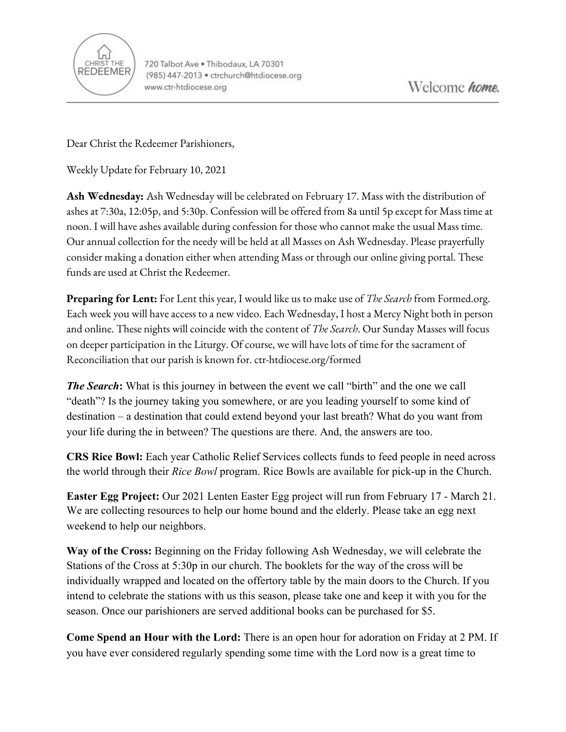720 Talbot Ave • Thibodaux, LA 70301
(985) 447-2013 • ctrchurch@htdiocese.org
www.ctr-htdiocese.org

Welcome *home.*

Dear Christ the Redeemer Parishioners,

Weekly Update for February 10, 2021

**Ash Wednesday:** Ash Wednesday will be celebrated on February 17. Mass with the distribution of ashes at 7:30a, 12:05p, and 5:30p. Confession will be offered from 8a until 5p except for Mass time at noon. I will have ashes available during confession for those who cannot make the usual Mass time. Our annual collection for the needy will be held at all Masses on Ash Wednesday. Please prayerfully consider making a donation either when attending Mass or through our online giving portal. These funds are used at Christ the Redeemer.

**Preparing for Lent:** For Lent this year, I would like us to make use of *The Search* from Formed.org. Each week you will have access to a new video. Each Wednesday, I host a Mercy Night both in person and online. These nights will coincide with the content of *The Search*. Our Sunday Masses will focus on deeper participation in the Liturgy. Of course, we will have lots of time for the sacrament of Reconciliation that our parish is known for. ctr-htdiocese.org/formed

***The Search*:** What is this journey in between the event we call "birth" and the one we call "death"? Is the journey taking you somewhere, or are you leading yourself to some kind of destination – a destination that could extend beyond your last breath? What do you want from your life during the in between? The questions are there. And, the answers are too.

**CRS Rice Bowl:** Each year Catholic Relief Services collects funds to feed people in need across the world through their *Rice Bowl* program. Rice Bowls are available for pick-up in the Church.

**Easter Egg Project:** Our 2021 Lenten Easter Egg project will run from February 17 - March 21. We are collecting resources to help our home bound and the elderly. Please take an egg next weekend to help our neighbors.

**Way of the Cross:** Beginning on the Friday following Ash Wednesday, we will celebrate the Stations of the Cross at 5:30p in our church. The booklets for the way of the cross will be individually wrapped and located on the offertory table by the main doors to the Church. If you intend to celebrate the stations with us this season, please take one and keep it with you for the season. Once our parishioners are served additional books can be purchased for $5.

**Come Spend an Hour with the Lord:** There is an open hour for adoration on Friday at 2 PM. If you have ever considered regularly spending some time with the Lord now is a great time to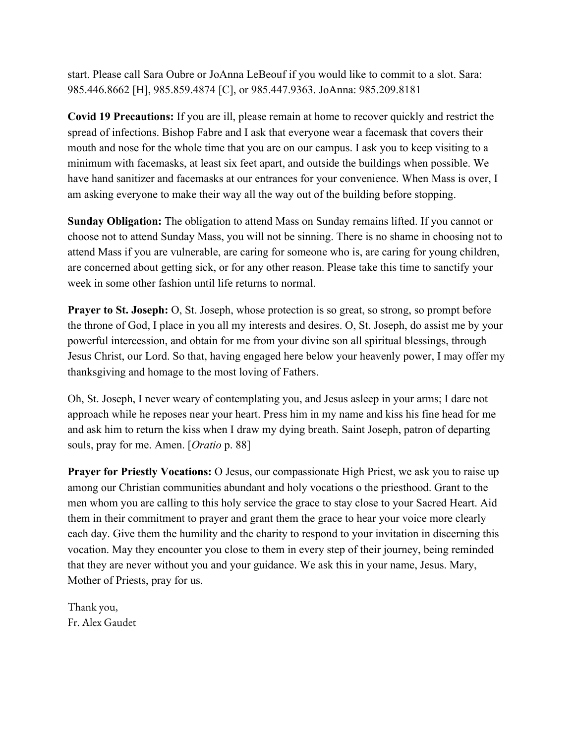start. Please call Sara Oubre or JoAnna LeBeouf if you would like to commit to a slot. Sara: 985.446.8662 [H], 985.859.4874 [C], or 985.447.9363. JoAnna: 985.209.8181

**Covid 19 Precautions:** If you are ill, please remain at home to recover quickly and restrict the spread of infections. Bishop Fabre and I ask that everyone wear a facemask that covers their mouth and nose for the whole time that you are on our campus. I ask you to keep visiting to a minimum with facemasks, at least six feet apart, and outside the buildings when possible. We have hand sanitizer and facemasks at our entrances for your convenience. When Mass is over, I am asking everyone to make their way all the way out of the building before stopping.

**Sunday Obligation:** The obligation to attend Mass on Sunday remains lifted. If you cannot or choose not to attend Sunday Mass, you will not be sinning. There is no shame in choosing not to attend Mass if you are vulnerable, are caring for someone who is, are caring for young children, are concerned about getting sick, or for any other reason. Please take this time to sanctify your week in some other fashion until life returns to normal.

**Prayer to St. Joseph:** O, St. Joseph, whose protection is so great, so strong, so prompt before the throne of God, I place in you all my interests and desires. O, St. Joseph, do assist me by your powerful intercession, and obtain for me from your divine son all spiritual blessings, through Jesus Christ, our Lord. So that, having engaged here below your heavenly power, I may offer my thanksgiving and homage to the most loving of Fathers.

Oh, St. Joseph, I never weary of contemplating you, and Jesus asleep in your arms; I dare not approach while he reposes near your heart. Press him in my name and kiss his fine head for me and ask him to return the kiss when I draw my dying breath. Saint Joseph, patron of departing souls, pray for me. Amen. [*Oratio* p. 88]

**Prayer for Priestly Vocations:** O Jesus, our compassionate High Priest, we ask you to raise up among our Christian communities abundant and holy vocations o the priesthood. Grant to the men whom you are calling to this holy service the grace to stay close to your Sacred Heart. Aid them in their commitment to prayer and grant them the grace to hear your voice more clearly each day. Give them the humility and the charity to respond to your invitation in discerning this vocation. May they encounter you close to them in every step of their journey, being reminded that they are never without you and your guidance. We ask this in your name, Jesus. Mary, Mother of Priests, pray for us.

Thank you,
Fr. Alex Gaudet